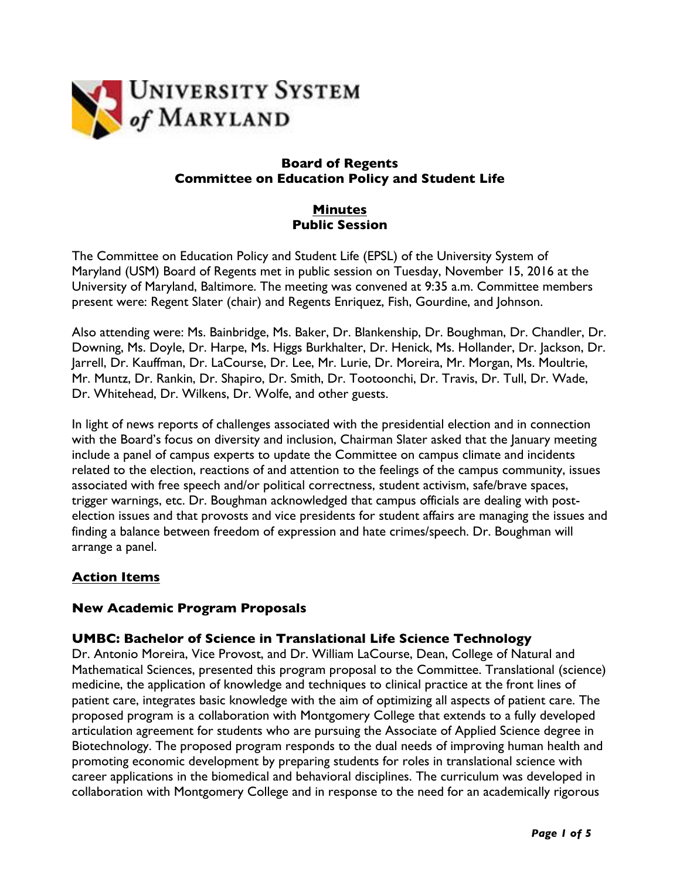UNIVERSITY SYSTEM of MARYLAND

**Board of Regents**
**Committee on Education Policy and Student Life**

**Minutes**
**Public Session**

The Committee on Education Policy and Student Life (EPSL) of the University System of Maryland (USM) Board of Regents met in public session on Tuesday, November 15, 2016 at the University of Maryland, Baltimore. The meeting was convened at 9:35 a.m. Committee members present were: Regent Slater (chair) and Regents Enriquez, Fish, Gourdine, and Johnson.

Also attending were: Ms. Bainbridge, Ms. Baker, Dr. Blankenship, Dr. Boughman, Dr. Chandler, Dr. Downing, Ms. Doyle, Dr. Harpe, Ms. Higgs Burkhalter, Dr. Henick, Ms. Hollander, Dr. Jackson, Dr. Jarrell, Dr. Kauffman, Dr. LaCourse, Dr. Lee, Mr. Lurie, Dr. Moreira, Mr. Morgan, Ms. Moultrie, Mr. Muntz, Dr. Rankin, Dr. Shapiro, Dr. Smith, Dr. Tootoonchi, Dr. Travis, Dr. Tull, Dr. Wade, Dr. Whitehead, Dr. Wilkens, Dr. Wolfe, and other guests.

In light of news reports of challenges associated with the presidential election and in connection with the Board's focus on diversity and inclusion, Chairman Slater asked that the January meeting include a panel of campus experts to update the Committee on campus climate and incidents related to the election, reactions of and attention to the feelings of the campus community, issues associated with free speech and/or political correctness, student activism, safe/brave spaces, trigger warnings, etc. Dr. Boughman acknowledged that campus officials are dealing with post-election issues and that provosts and vice presidents for student affairs are managing the issues and finding a balance between freedom of expression and hate crimes/speech. Dr. Boughman will arrange a panel.

## Action Items

### New Academic Program Proposals

#### UMBC: Bachelor of Science in Translational Life Science Technology

Dr. Antonio Moreira, Vice Provost, and Dr. William LaCourse, Dean, College of Natural and Mathematical Sciences, presented this program proposal to the Committee. Translational (science) medicine, the application of knowledge and techniques to clinical practice at the front lines of patient care, integrates basic knowledge with the aim of optimizing all aspects of patient care. The proposed program is a collaboration with Montgomery College that extends to a fully developed articulation agreement for students who are pursuing the Associate of Applied Science degree in Biotechnology. The proposed program responds to the dual needs of improving human health and promoting economic development by preparing students for roles in translational science with career applications in the biomedical and behavioral disciplines. The curriculum was developed in collaboration with Montgomery College and in response to the need for an academically rigorous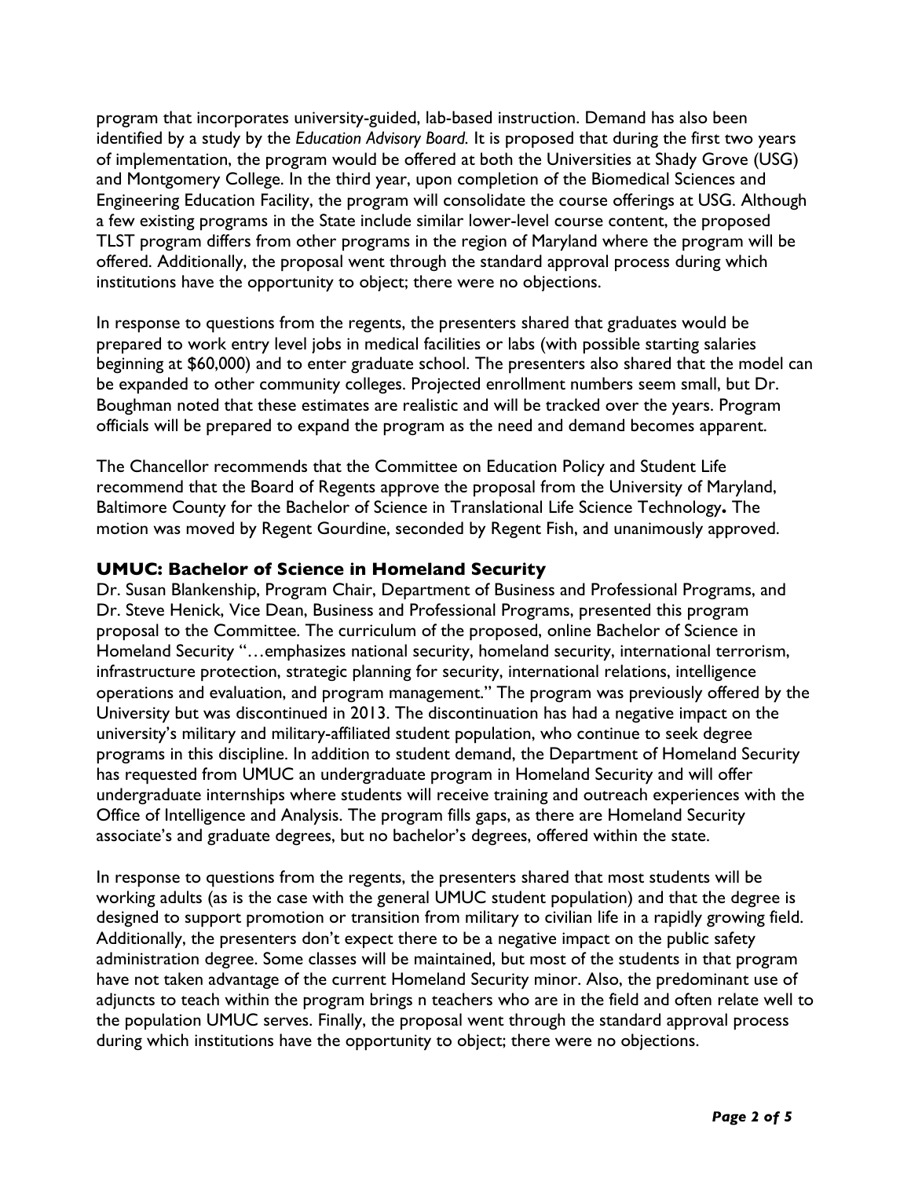program that incorporates university-guided, lab-based instruction. Demand has also been identified by a study by the *Education Advisory Board.* It is proposed that during the first two years of implementation, the program would be offered at both the Universities at Shady Grove (USG) and Montgomery College. In the third year, upon completion of the Biomedical Sciences and Engineering Education Facility, the program will consolidate the course offerings at USG. Although a few existing programs in the State include similar lower-level course content, the proposed TLST program differs from other programs in the region of Maryland where the program will be offered. Additionally, the proposal went through the standard approval process during which institutions have the opportunity to object; there were no objections.

In response to questions from the regents, the presenters shared that graduates would be prepared to work entry level jobs in medical facilities or labs (with possible starting salaries beginning at $60,000) and to enter graduate school. The presenters also shared that the model can be expanded to other community colleges. Projected enrollment numbers seem small, but Dr. Boughman noted that these estimates are realistic and will be tracked over the years. Program officials will be prepared to expand the program as the need and demand becomes apparent.

The Chancellor recommends that the Committee on Education Policy and Student Life recommend that the Board of Regents approve the proposal from the University of Maryland, Baltimore County for the Bachelor of Science in Translational Life Science Technology**.** The motion was moved by Regent Gourdine, seconded by Regent Fish, and unanimously approved.

### UMUC: Bachelor of Science in Homeland Security

Dr. Susan Blankenship, Program Chair, Department of Business and Professional Programs, and Dr. Steve Henick, Vice Dean, Business and Professional Programs, presented this program proposal to the Committee. The curriculum of the proposed, online Bachelor of Science in Homeland Security "…emphasizes national security, homeland security, international terrorism, infrastructure protection, strategic planning for security, international relations, intelligence operations and evaluation, and program management." The program was previously offered by the University but was discontinued in 2013. The discontinuation has had a negative impact on the university's military and military-affiliated student population, who continue to seek degree programs in this discipline. In addition to student demand, the Department of Homeland Security has requested from UMUC an undergraduate program in Homeland Security and will offer undergraduate internships where students will receive training and outreach experiences with the Office of Intelligence and Analysis. The program fills gaps, as there are Homeland Security associate's and graduate degrees, but no bachelor's degrees, offered within the state.

In response to questions from the regents, the presenters shared that most students will be working adults (as is the case with the general UMUC student population) and that the degree is designed to support promotion or transition from military to civilian life in a rapidly growing field. Additionally, the presenters don't expect there to be a negative impact on the public safety administration degree. Some classes will be maintained, but most of the students in that program have not taken advantage of the current Homeland Security minor. Also, the predominant use of adjuncts to teach within the program brings n teachers who are in the field and often relate well to the population UMUC serves. Finally, the proposal went through the standard approval process during which institutions have the opportunity to object; there were no objections.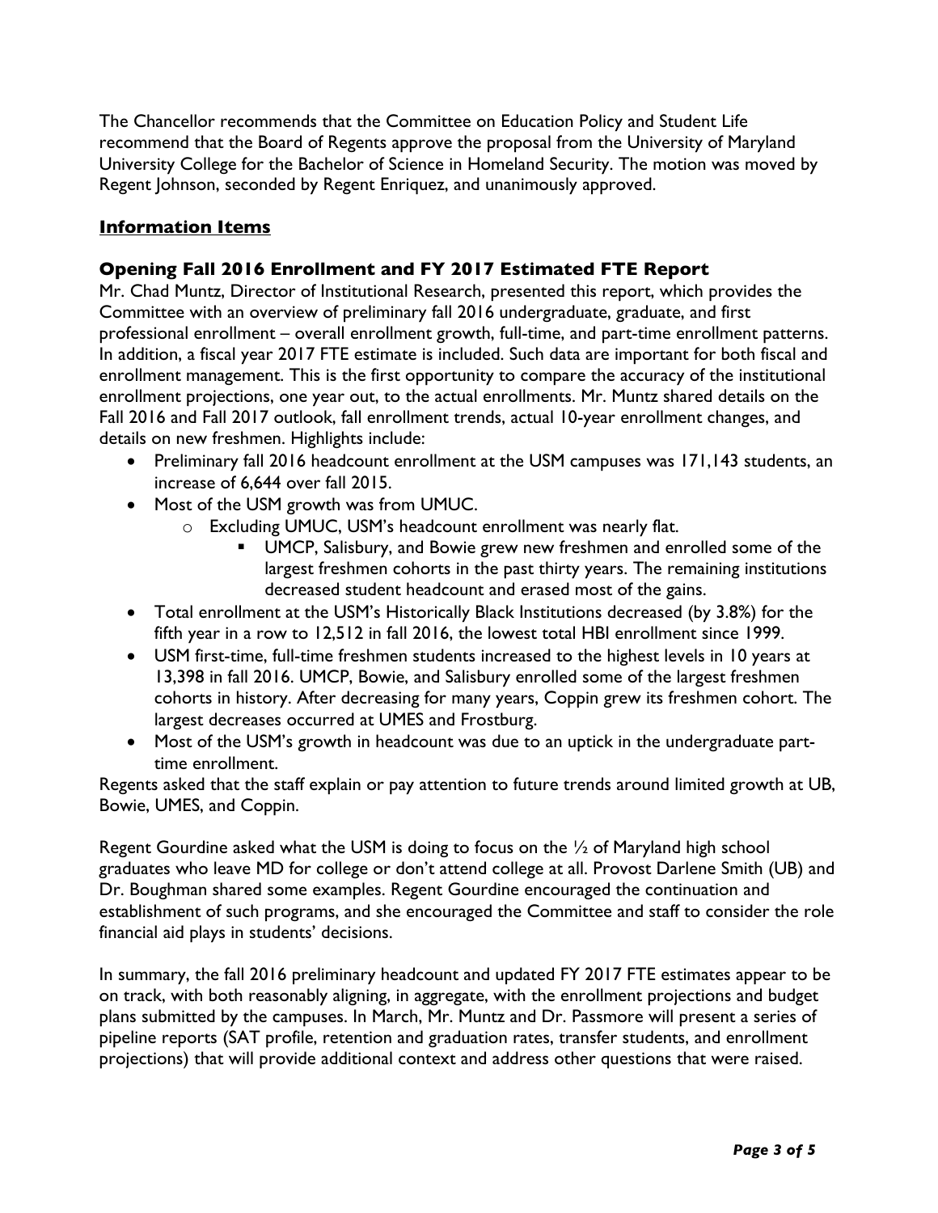The Chancellor recommends that the Committee on Education Policy and Student Life recommend that the Board of Regents approve the proposal from the University of Maryland University College for the Bachelor of Science in Homeland Security. The motion was moved by Regent Johnson, seconded by Regent Enriquez, and unanimously approved.

## Information Items

### Opening Fall 2016 Enrollment and FY 2017 Estimated FTE Report

Mr. Chad Muntz, Director of Institutional Research, presented this report, which provides the Committee with an overview of preliminary fall 2016 undergraduate, graduate, and first professional enrollment – overall enrollment growth, full-time, and part-time enrollment patterns. In addition, a fiscal year 2017 FTE estimate is included. Such data are important for both fiscal and enrollment management. This is the first opportunity to compare the accuracy of the institutional enrollment projections, one year out, to the actual enrollments. Mr. Muntz shared details on the Fall 2016 and Fall 2017 outlook, fall enrollment trends, actual 10-year enrollment changes, and details on new freshmen. Highlights include:

- Preliminary fall 2016 headcount enrollment at the USM campuses was 171,143 students, an increase of 6,644 over fall 2015.
- Most of the USM growth was from UMUC.
  - Excluding UMUC, USM's headcount enrollment was nearly flat.
    - UMCP, Salisbury, and Bowie grew new freshmen and enrolled some of the largest freshmen cohorts in the past thirty years. The remaining institutions decreased student headcount and erased most of the gains.
- Total enrollment at the USM's Historically Black Institutions decreased (by 3.8%) for the fifth year in a row to 12,512 in fall 2016, the lowest total HBI enrollment since 1999.
- USM first-time, full-time freshmen students increased to the highest levels in 10 years at 13,398 in fall 2016. UMCP, Bowie, and Salisbury enrolled some of the largest freshmen cohorts in history. After decreasing for many years, Coppin grew its freshmen cohort. The largest decreases occurred at UMES and Frostburg.
- Most of the USM's growth in headcount was due to an uptick in the undergraduate part-time enrollment.

Regents asked that the staff explain or pay attention to future trends around limited growth at UB, Bowie, UMES, and Coppin.

Regent Gourdine asked what the USM is doing to focus on the ½ of Maryland high school graduates who leave MD for college or don't attend college at all. Provost Darlene Smith (UB) and Dr. Boughman shared some examples. Regent Gourdine encouraged the continuation and establishment of such programs, and she encouraged the Committee and staff to consider the role financial aid plays in students' decisions.

In summary, the fall 2016 preliminary headcount and updated FY 2017 FTE estimates appear to be on track, with both reasonably aligning, in aggregate, with the enrollment projections and budget plans submitted by the campuses. In March, Mr. Muntz and Dr. Passmore will present a series of pipeline reports (SAT profile, retention and graduation rates, transfer students, and enrollment projections) that will provide additional context and address other questions that were raised.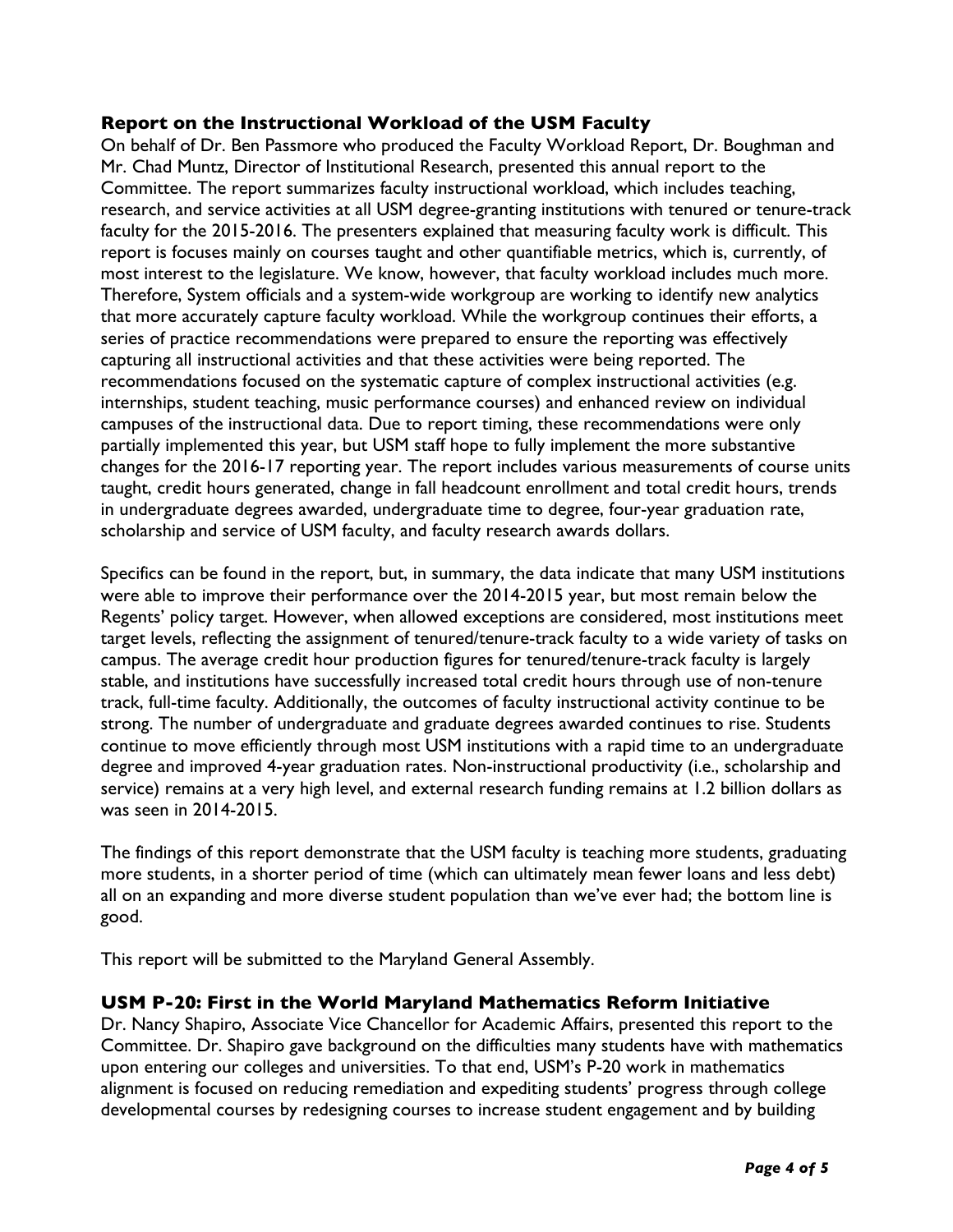### Report on the Instructional Workload of the USM Faculty

On behalf of Dr. Ben Passmore who produced the Faculty Workload Report, Dr. Boughman and Mr. Chad Muntz, Director of Institutional Research, presented this annual report to the Committee. The report summarizes faculty instructional workload, which includes teaching, research, and service activities at all USM degree-granting institutions with tenured or tenure-track faculty for the 2015-2016. The presenters explained that measuring faculty work is difficult. This report is focuses mainly on courses taught and other quantifiable metrics, which is, currently, of most interest to the legislature. We know, however, that faculty workload includes much more. Therefore, System officials and a system-wide workgroup are working to identify new analytics that more accurately capture faculty workload. While the workgroup continues their efforts, a series of practice recommendations were prepared to ensure the reporting was effectively capturing all instructional activities and that these activities were being reported. The recommendations focused on the systematic capture of complex instructional activities (e.g. internships, student teaching, music performance courses) and enhanced review on individual campuses of the instructional data. Due to report timing, these recommendations were only partially implemented this year, but USM staff hope to fully implement the more substantive changes for the 2016-17 reporting year. The report includes various measurements of course units taught, credit hours generated, change in fall headcount enrollment and total credit hours, trends in undergraduate degrees awarded, undergraduate time to degree, four-year graduation rate, scholarship and service of USM faculty, and faculty research awards dollars.

Specifics can be found in the report, but, in summary, the data indicate that many USM institutions were able to improve their performance over the 2014-2015 year, but most remain below the Regents' policy target. However, when allowed exceptions are considered, most institutions meet target levels, reflecting the assignment of tenured/tenure-track faculty to a wide variety of tasks on campus. The average credit hour production figures for tenured/tenure-track faculty is largely stable, and institutions have successfully increased total credit hours through use of non-tenure track, full-time faculty. Additionally, the outcomes of faculty instructional activity continue to be strong. The number of undergraduate and graduate degrees awarded continues to rise. Students continue to move efficiently through most USM institutions with a rapid time to an undergraduate degree and improved 4-year graduation rates. Non-instructional productivity (i.e., scholarship and service) remains at a very high level, and external research funding remains at 1.2 billion dollars as was seen in 2014-2015.

The findings of this report demonstrate that the USM faculty is teaching more students, graduating more students, in a shorter period of time (which can ultimately mean fewer loans and less debt) all on an expanding and more diverse student population than we've ever had; the bottom line is good.

This report will be submitted to the Maryland General Assembly.

### USM P-20: First in the World Maryland Mathematics Reform Initiative

Dr. Nancy Shapiro, Associate Vice Chancellor for Academic Affairs, presented this report to the Committee. Dr. Shapiro gave background on the difficulties many students have with mathematics upon entering our colleges and universities. To that end, USM's P-20 work in mathematics alignment is focused on reducing remediation and expediting students' progress through college developmental courses by redesigning courses to increase student engagement and by building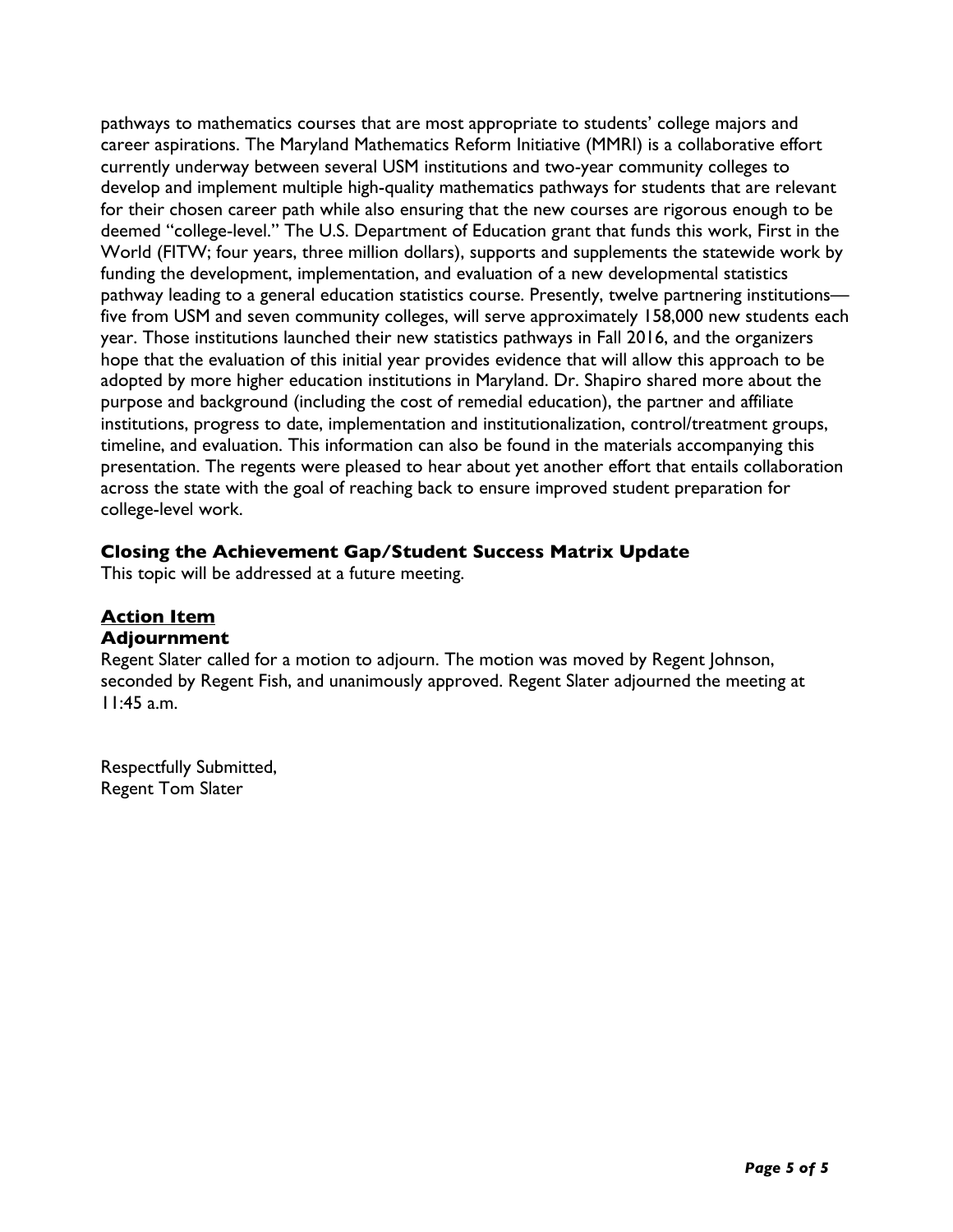pathways to mathematics courses that are most appropriate to students' college majors and career aspirations. The Maryland Mathematics Reform Initiative (MMRI) is a collaborative effort currently underway between several USM institutions and two-year community colleges to develop and implement multiple high-quality mathematics pathways for students that are relevant for their chosen career path while also ensuring that the new courses are rigorous enough to be deemed "college-level." The U.S. Department of Education grant that funds this work, First in the World (FITW; four years, three million dollars), supports and supplements the statewide work by funding the development, implementation, and evaluation of a new developmental statistics pathway leading to a general education statistics course. Presently, twelve partnering institutions—five from USM and seven community colleges, will serve approximately 158,000 new students each year. Those institutions launched their new statistics pathways in Fall 2016, and the organizers hope that the evaluation of this initial year provides evidence that will allow this approach to be adopted by more higher education institutions in Maryland. Dr. Shapiro shared more about the purpose and background (including the cost of remedial education), the partner and affiliate institutions, progress to date, implementation and institutionalization, control/treatment groups, timeline, and evaluation. This information can also be found in the materials accompanying this presentation. The regents were pleased to hear about yet another effort that entails collaboration across the state with the goal of reaching back to ensure improved student preparation for college-level work.

### Closing the Achievement Gap/Student Success Matrix Update

This topic will be addressed at a future meeting.

## Action Item

### Adjournment

Regent Slater called for a motion to adjourn. The motion was moved by Regent Johnson, seconded by Regent Fish, and unanimously approved. Regent Slater adjourned the meeting at 11:45 a.m.

Respectfully Submitted,
Regent Tom Slater